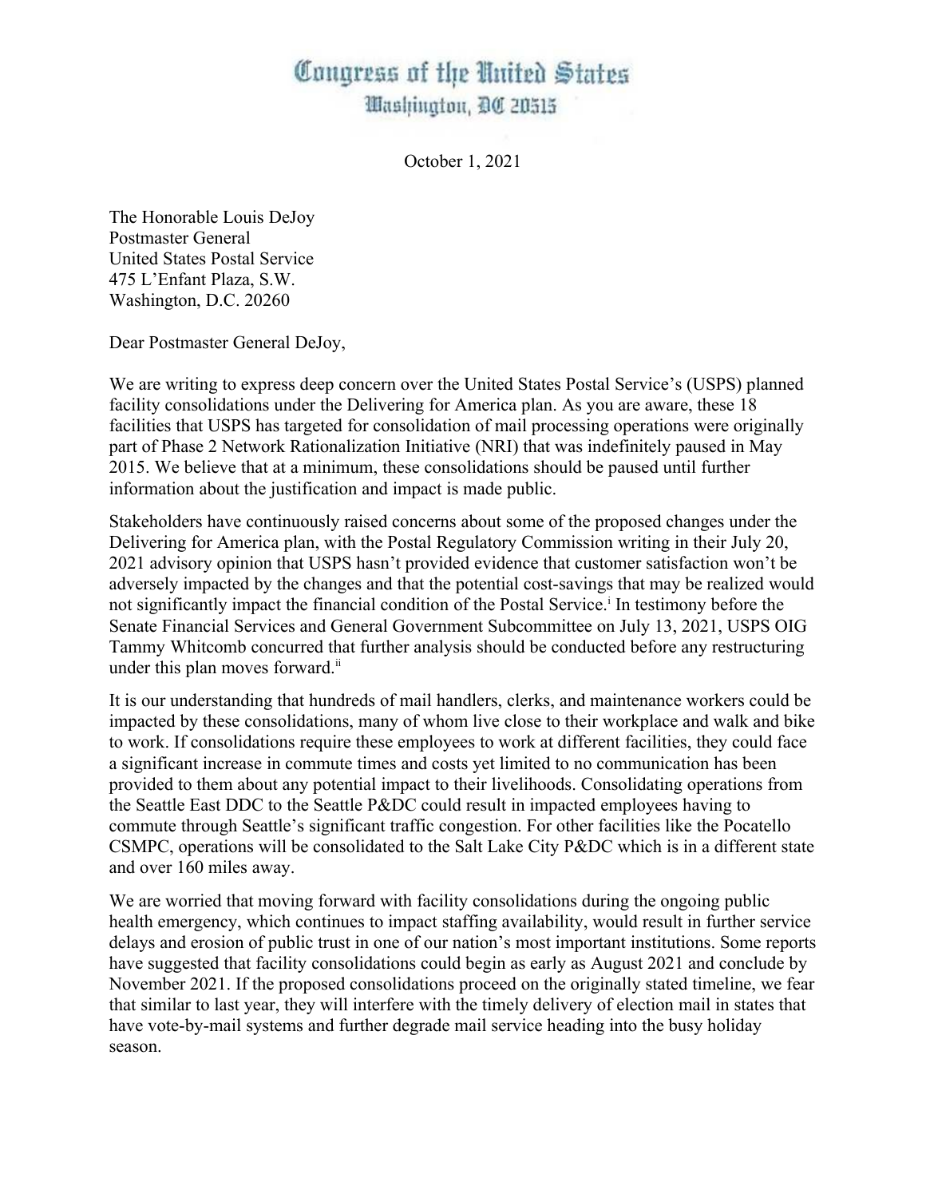# Congress of the United States
## Washington, DC 20515

October 1, 2021

The Honorable Louis DeJoy
Postmaster General
United States Postal Service
475 L'Enfant Plaza, S.W.
Washington, D.C. 20260

Dear Postmaster General DeJoy,

We are writing to express deep concern over the United States Postal Service's (USPS) planned facility consolidations under the Delivering for America plan. As you are aware, these 18 facilities that USPS has targeted for consolidation of mail processing operations were originally part of Phase 2 Network Rationalization Initiative (NRI) that was indefinitely paused in May 2015. We believe that at a minimum, these consolidations should be paused until further information about the justification and impact is made public.

Stakeholders have continuously raised concerns about some of the proposed changes under the Delivering for America plan, with the Postal Regulatory Commission writing in their July 20, 2021 advisory opinion that USPS hasn't provided evidence that customer satisfaction won't be adversely impacted by the changes and that the potential cost-savings that may be realized would not significantly impact the financial condition of the Postal Service.[i] In testimony before the Senate Financial Services and General Government Subcommittee on July 13, 2021, USPS OIG Tammy Whitcomb concurred that further analysis should be conducted before any restructuring under this plan moves forward.[ii]

It is our understanding that hundreds of mail handlers, clerks, and maintenance workers could be impacted by these consolidations, many of whom live close to their workplace and walk and bike to work. If consolidations require these employees to work at different facilities, they could face a significant increase in commute times and costs yet limited to no communication has been provided to them about any potential impact to their livelihoods. Consolidating operations from the Seattle East DDC to the Seattle P&DC could result in impacted employees having to commute through Seattle's significant traffic congestion. For other facilities like the Pocatello CSMPC, operations will be consolidated to the Salt Lake City P&DC which is in a different state and over 160 miles away.

We are worried that moving forward with facility consolidations during the ongoing public health emergency, which continues to impact staffing availability, would result in further service delays and erosion of public trust in one of our nation's most important institutions. Some reports have suggested that facility consolidations could begin as early as August 2021 and conclude by November 2021. If the proposed consolidations proceed on the originally stated timeline, we fear that similar to last year, they will interfere with the timely delivery of election mail in states that have vote-by-mail systems and further degrade mail service heading into the busy holiday season.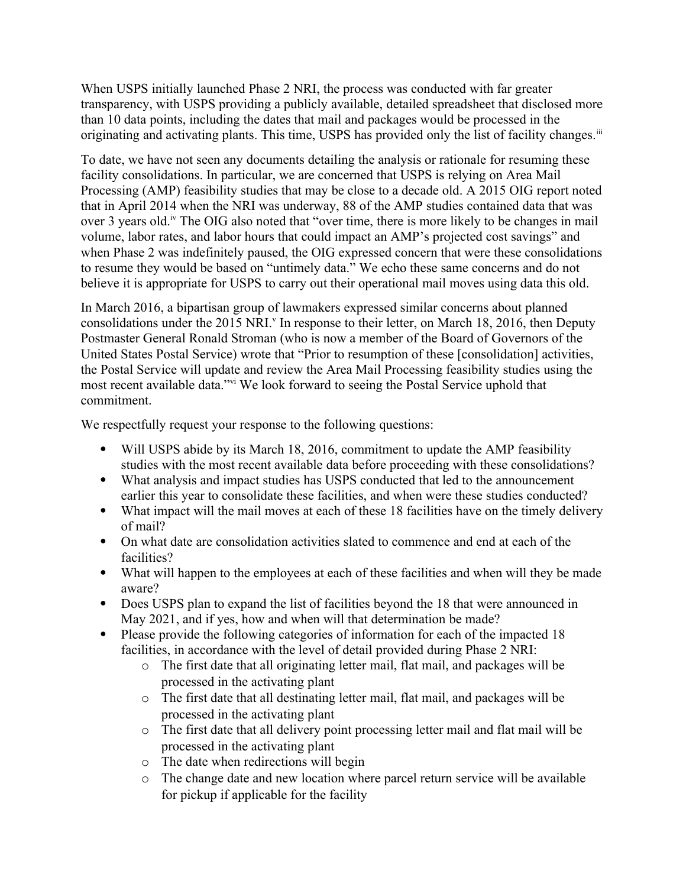When USPS initially launched Phase 2 NRI, the process was conducted with far greater transparency, with USPS providing a publicly available, detailed spreadsheet that disclosed more than 10 data points, including the dates that mail and packages would be processed in the originating and activating plants. This time, USPS has provided only the list of facility changes.[iii]

To date, we have not seen any documents detailing the analysis or rationale for resuming these facility consolidations. In particular, we are concerned that USPS is relying on Area Mail Processing (AMP) feasibility studies that may be close to a decade old. A 2015 OIG report noted that in April 2014 when the NRI was underway, 88 of the AMP studies contained data that was over 3 years old.[iv] The OIG also noted that "over time, there is more likely to be changes in mail volume, labor rates, and labor hours that could impact an AMP's projected cost savings" and when Phase 2 was indefinitely paused, the OIG expressed concern that were these consolidations to resume they would be based on "untimely data." We echo these same concerns and do not believe it is appropriate for USPS to carry out their operational mail moves using data this old.

In March 2016, a bipartisan group of lawmakers expressed similar concerns about planned consolidations under the 2015 NRI.[v] In response to their letter, on March 18, 2016, then Deputy Postmaster General Ronald Stroman (who is now a member of the Board of Governors of the United States Postal Service) wrote that "Prior to resumption of these [consolidation] activities, the Postal Service will update and review the Area Mail Processing feasibility studies using the most recent available data."[vi] We look forward to seeing the Postal Service uphold that commitment.

We respectfully request your response to the following questions:

- Will USPS abide by its March 18, 2016, commitment to update the AMP feasibility studies with the most recent available data before proceeding with these consolidations?
- What analysis and impact studies has USPS conducted that led to the announcement earlier this year to consolidate these facilities, and when were these studies conducted?
- What impact will the mail moves at each of these 18 facilities have on the timely delivery of mail?
- On what date are consolidation activities slated to commence and end at each of the facilities?
- What will happen to the employees at each of these facilities and when will they be made aware?
- Does USPS plan to expand the list of facilities beyond the 18 that were announced in May 2021, and if yes, how and when will that determination be made?
- Please provide the following categories of information for each of the impacted 18 facilities, in accordance with the level of detail provided during Phase 2 NRI:
    - The first date that all originating letter mail, flat mail, and packages will be processed in the activating plant
    - The first date that all destinating letter mail, flat mail, and packages will be processed in the activating plant
    - The first date that all delivery point processing letter mail and flat mail will be processed in the activating plant
    - The date when redirections will begin
    - The change date and new location where parcel return service will be available for pickup if applicable for the facility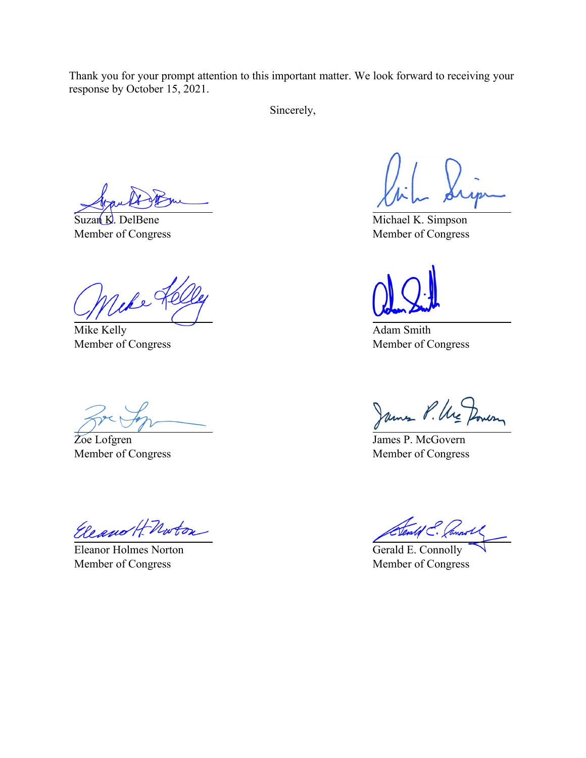Thank you for your prompt attention to this important matter. We look forward to receiving your response by October 15, 2021.

Sincerely,

Suzan K. DelBene
Member of Congress

Michael K. Simpson
Member of Congress

Mike Kelly
Member of Congress

Adam Smith
Member of Congress

Zoe Lofgren
Member of Congress

James P. McGovern
Member of Congress

Eleanor Holmes Norton
Member of Congress

Gerald E. Connolly
Member of Congress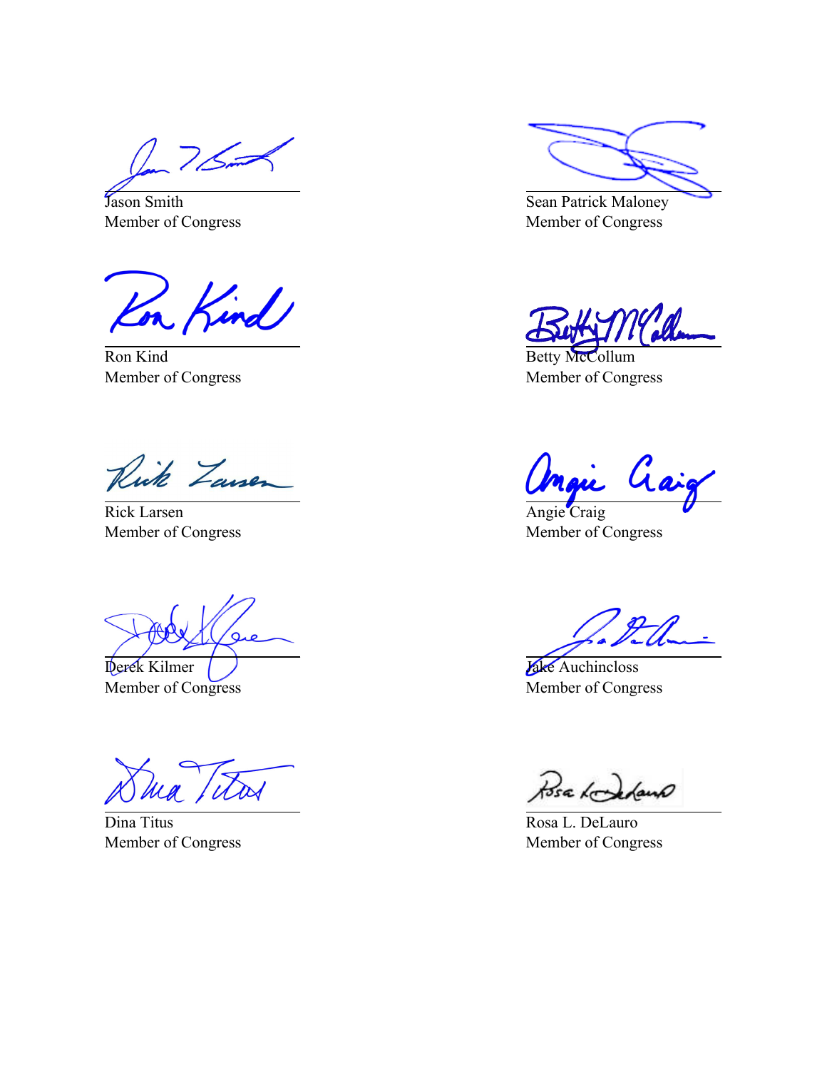Jason Smith
Member of Congress

Sean Patrick Maloney
Member of Congress

Ron Kind
Member of Congress

Betty McCollum
Member of Congress

Rick Larsen
Member of Congress

Angie Craig
Member of Congress

Derek Kilmer
Member of Congress

Jake Auchincloss
Member of Congress

Dina Titus
Member of Congress

Rosa L. DeLauro
Member of Congress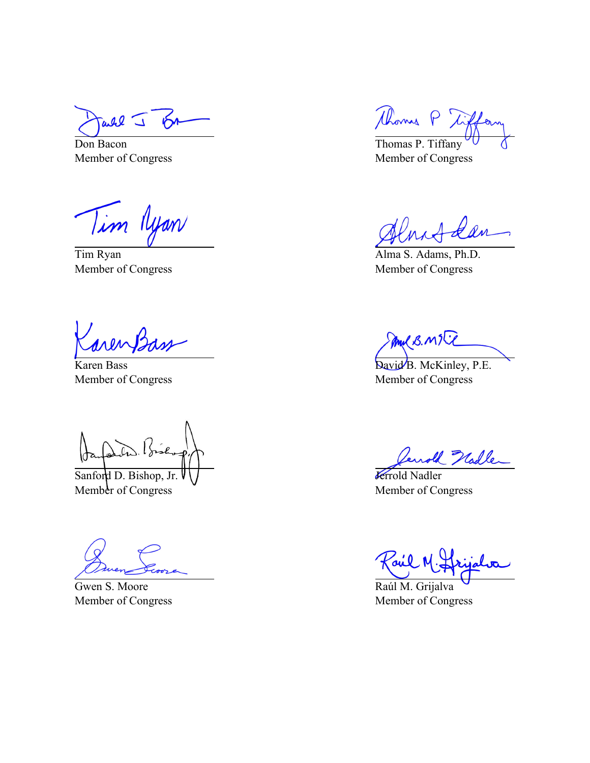Don Bacon
Member of Congress

Thomas P. Tiffany
Member of Congress

Tim Ryan
Member of Congress

Alma S. Adams, Ph.D.
Member of Congress

Karen Bass
Member of Congress

David B. McKinley, P.E.
Member of Congress

Sanford D. Bishop, Jr.
Member of Congress

Jerrold Nadler
Member of Congress

Gwen S. Moore
Member of Congress

Raúl M. Grijalva
Member of Congress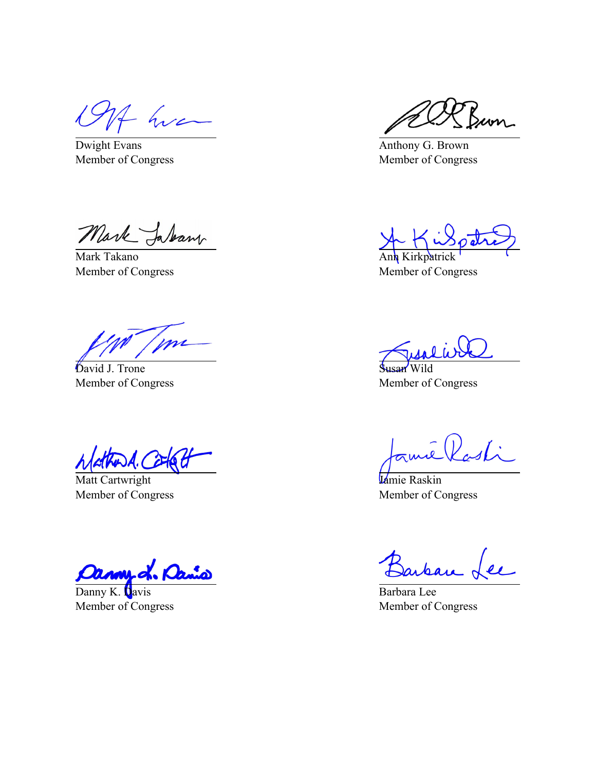Dwight Evans
Member of Congress

Anthony G. Brown
Member of Congress

Mark Takano
Member of Congress

Ann Kirkpatrick
Member of Congress

David J. Trone
Member of Congress

Susan Wild
Member of Congress

Matt Cartwright
Member of Congress

Jamie Raskin
Member of Congress

Danny K. Davis
Member of Congress

Barbara Lee
Member of Congress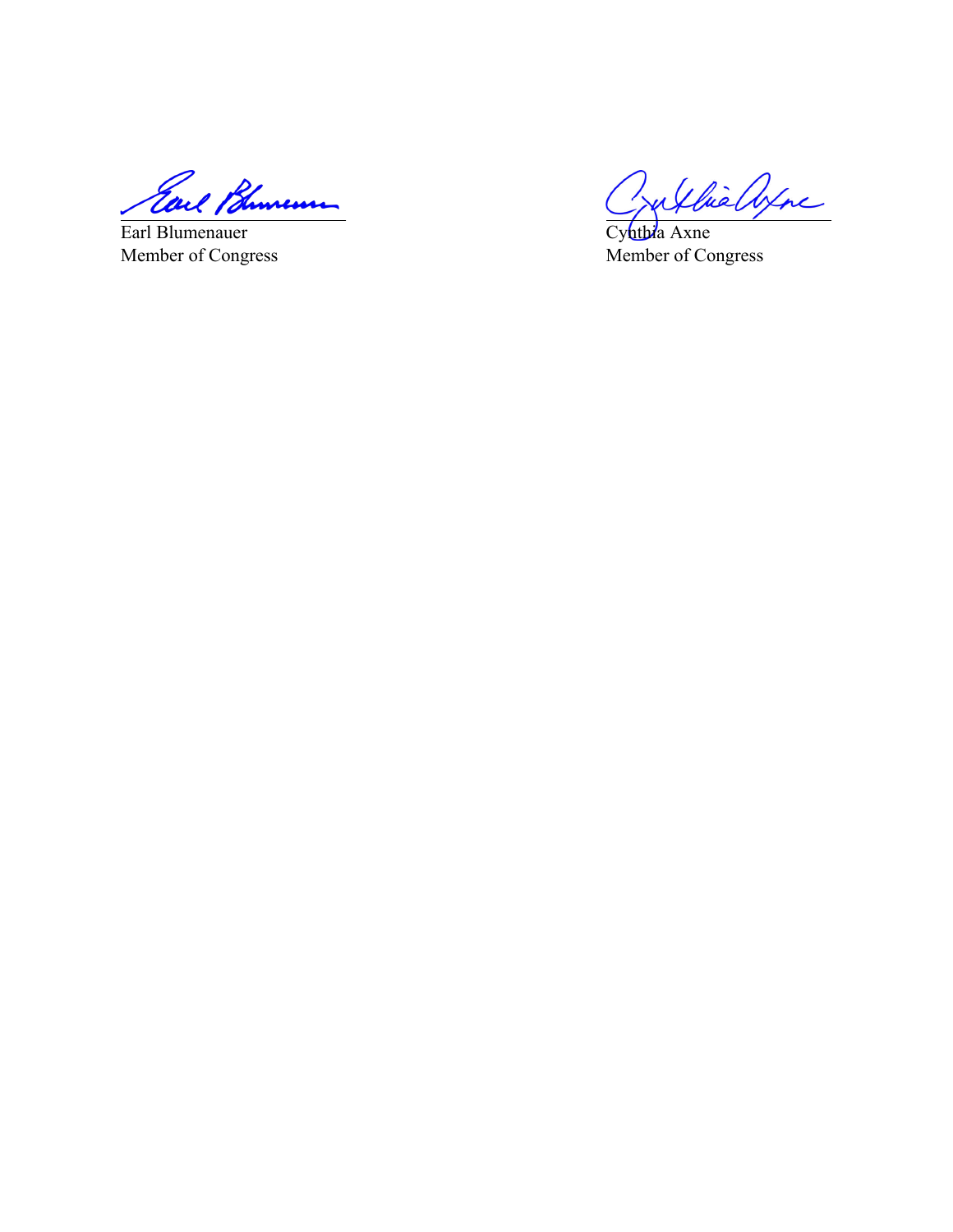Earl Blumenauer
Member of Congress

Cynthia Axne
Member of Congress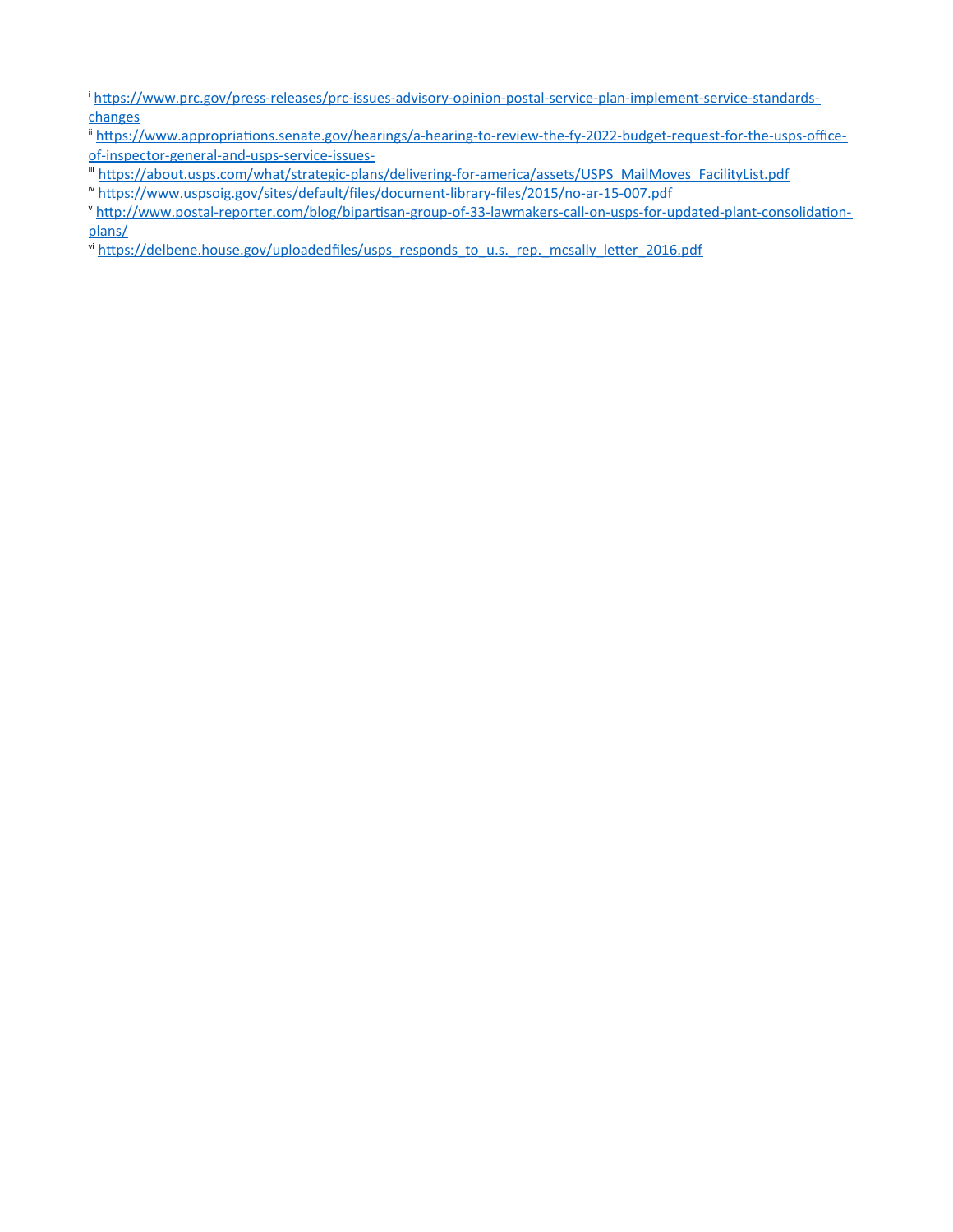[i] https://www.prc.gov/press-releases/prc-issues-advisory-opinion-postal-service-plan-implement-service-standards-changes

[ii] https://www.appropriations.senate.gov/hearings/a-hearing-to-review-the-fy-2022-budget-request-for-the-usps-office-of-inspector-general-and-usps-service-issues-

[iii] https://about.usps.com/what/strategic-plans/delivering-for-america/assets/USPS_MailMoves_FacilityList.pdf

[iv] https://www.uspsoig.gov/sites/default/files/document-library-files/2015/no-ar-15-007.pdf

[v] http://www.postal-reporter.com/blog/bipartisan-group-of-33-lawmakers-call-on-usps-for-updated-plant-consolidation-plans/

[vi] https://delbene.house.gov/uploadedfiles/usps_responds_to_u.s._rep._mcsally_letter_2016.pdf